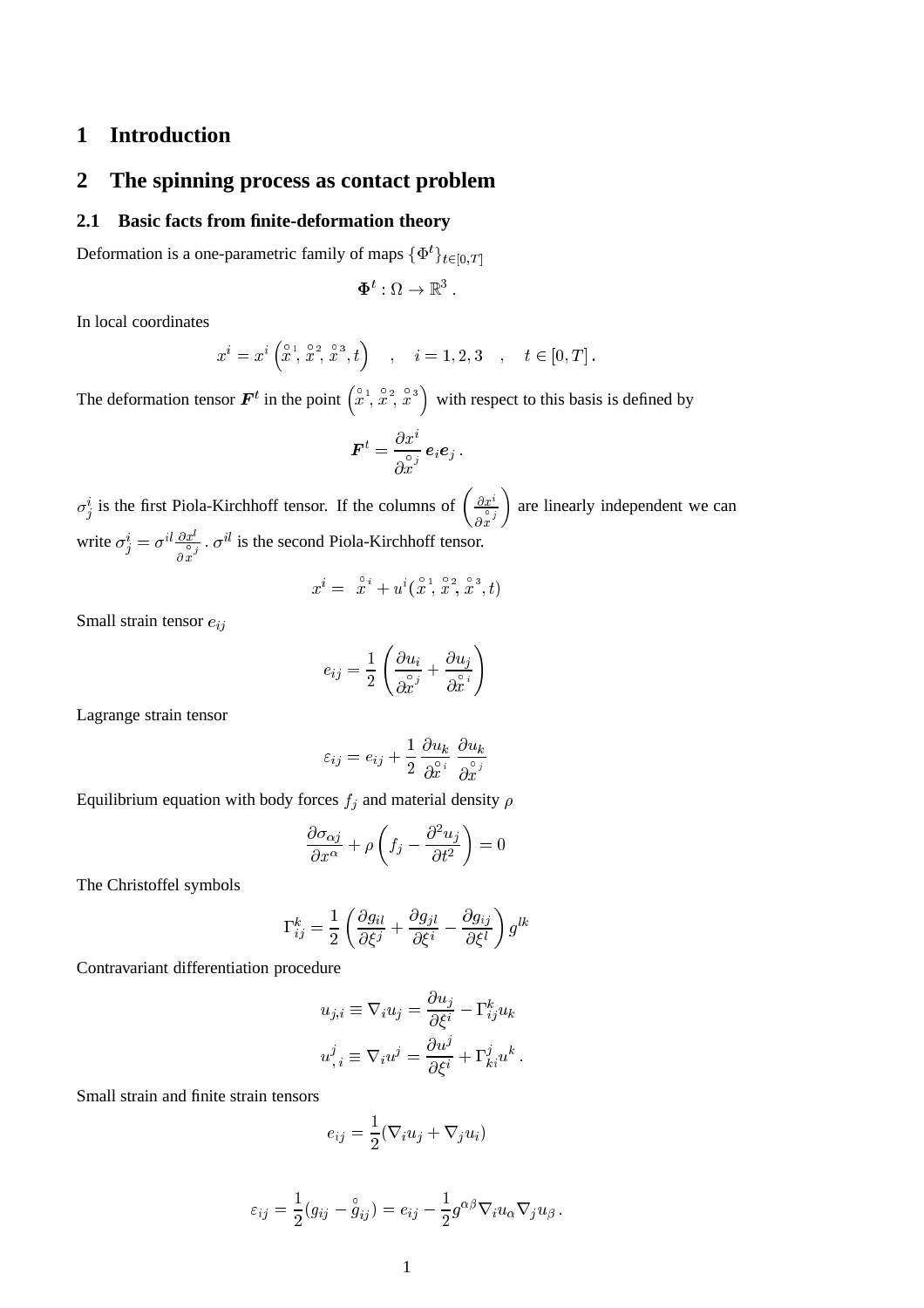# 1 Introduction

# 2 The spinning process as contact problem

## 2.1 Basic facts from finite-deformation theory

Deformation is a one-parametric family of maps $\{\Phi^t\}_{t\in[0,T]}$

$$\mathbf{\Phi}^t : \Omega \to \mathbb{R}^3 \,.$$

In local coordinates

$$x^i = x^i \left(\overset{\circ}{x}{}^1, \overset{\circ}{x}{}^2, \overset{\circ}{x}{}^3, t\right) \quad , \quad i = 1,2,3 \quad , \quad t \in [0,T] \,.$$

The deformation tensor $\boldsymbol{F}^t$ in the point $\left(\overset{\circ}{x}{}^1, \overset{\circ}{x}{}^2, \overset{\circ}{x}{}^3\right)$ with respect to this basis is defined by

$$\boldsymbol{F}^t = \frac{\partial x^i}{\partial \overset{\circ}{x}{}^j} \, \boldsymbol{e}_i \boldsymbol{e}_j \,.$$

$\sigma^i_j$ is the first Piola-Kirchhoff tensor. If the columns of $\left(\frac{\partial x^i}{\partial \overset{\circ}{x}{}^j}\right)$ are linearly independent we can write $\sigma^i_j = \sigma^{il} \frac{\partial x^l}{\partial \overset{\circ}{x}{}^j}$. $\sigma^{il}$ is the second Piola-Kirchhoff tensor.

$$x^i = \overset{\circ}{x}{}^i + u^i(\overset{\circ}{x}{}^1, \overset{\circ}{x}{}^2, \overset{\circ}{x}{}^3, t)$$

Small strain tensor $e_{ij}$

$$e_{ij} = \frac{1}{2}\left(\frac{\partial u_i}{\partial \overset{\circ}{x}{}^j} + \frac{\partial u_j}{\partial \overset{\circ}{x}{}^i}\right)$$

Lagrange strain tensor

$$\varepsilon_{ij} = e_{ij} + \frac{1}{2}\,\frac{\partial u_k}{\partial \overset{\circ}{x}{}^i}\,\frac{\partial u_k}{\partial \overset{\circ}{x}{}^j}$$

Equilibrium equation with body forces $f_j$ and material density $\rho$

$$\frac{\partial \sigma_{\alpha j}}{\partial x^\alpha} + \rho\left(f_j - \frac{\partial^2 u_j}{\partial t^2}\right) = 0$$

The Christoffel symbols

$$\Gamma^k_{ij} = \frac{1}{2}\left(\frac{\partial g_{il}}{\partial \xi^j} + \frac{\partial g_{jl}}{\partial \xi^i} - \frac{\partial g_{ij}}{\partial \xi^l}\right) g^{lk}$$

Contravariant differentiation procedure

$$u_{j,i} \equiv \nabla_i u_j = \frac{\partial u_j}{\partial \xi^i} - \Gamma^k_{ij} u_k$$

$$u^j_{,\,i} \equiv \nabla_i u^j = \frac{\partial u^j}{\partial \xi^i} + \Gamma^j_{ki} u^k \,.$$

Small strain and finite strain tensors

$$e_{ij} = \frac{1}{2}(\nabla_i u_j + \nabla_j u_i)$$

$$\varepsilon_{ij} = \frac{1}{2}(g_{ij} - \overset{\circ}{g}_{ij}) = e_{ij} - \frac{1}{2} g^{\alpha\beta} \nabla_i u_\alpha \nabla_j u_\beta \,.$$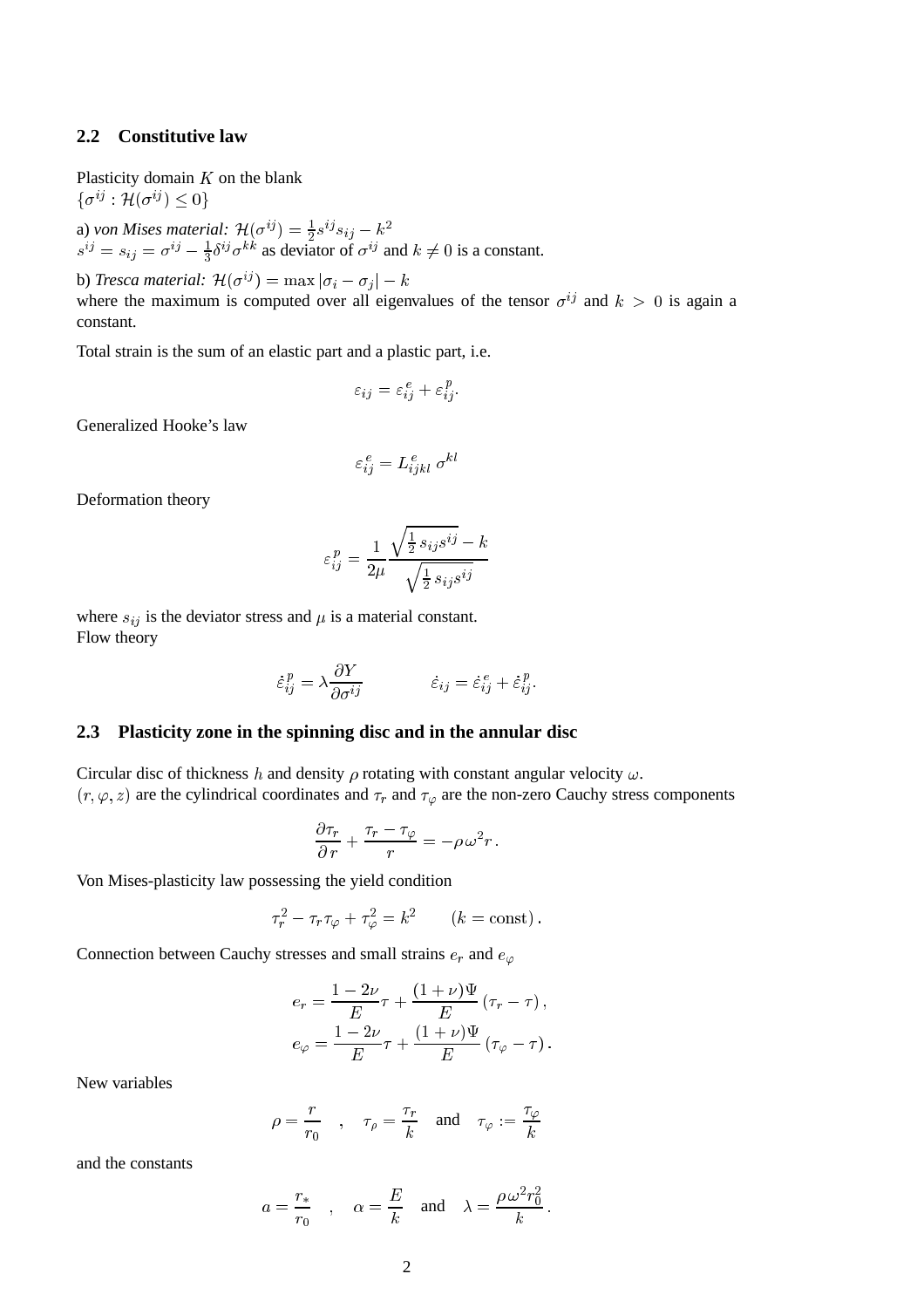## 2.2 Constitutive law

Plasticity domain $K$ on the blank
$\{\sigma^{ij} : \mathcal{H}(\sigma^{ij}) \leq 0\}$

a) *von Mises material:* $\mathcal{H}(\sigma^{ij}) = \frac{1}{2}s^{ij}s_{ij} - k^2$
$s^{ij} = s_{ij} = \sigma^{ij} - \frac{1}{3}\delta^{ij}\sigma^{kk}$ as deviator of $\sigma^{ij}$ and $k \neq 0$ is a constant.

b) *Tresca material:* $\mathcal{H}(\sigma^{ij}) = \max|\sigma_i - \sigma_j| - k$
where the maximum is computed over all eigenvalues of the tensor $\sigma^{ij}$ and $k > 0$ is again a constant.

Total strain is the sum of an elastic part and a plastic part, i.e.

$$\varepsilon_{ij} = \varepsilon^{e}_{ij} + \varepsilon^{p}_{ij}.$$

Generalized Hooke's law

$$\varepsilon^{e}_{ij} = L^{e}_{ijkl}\,\sigma^{kl}$$

Deformation theory

$$\varepsilon^{p}_{ij} = \frac{1}{2\mu}\frac{\sqrt{\frac{1}{2}s_{ij}s^{ij}} - k}{\sqrt{\frac{1}{2}s_{ij}s^{ij}}}$$

where $s_{ij}$ is the deviator stress and $\mu$ is a material constant.
Flow theory

$$\dot{\varepsilon}^{p}_{ij} = \lambda\frac{\partial Y}{\partial\sigma^{ij}} \qquad\qquad \dot{\varepsilon}_{ij} = \dot{\varepsilon}^{e}_{ij} + \dot{\varepsilon}^{p}_{ij}.$$

## 2.3 Plasticity zone in the spinning disc and in the annular disc

Circular disc of thickness $h$ and density $\rho$ rotating with constant angular velocity $\omega$.
$(r, \varphi, z)$ are the cylindrical coordinates and $\tau_r$ and $\tau_\varphi$ are the non-zero Cauchy stress components

$$\frac{\partial\tau_r}{\partial r} + \frac{\tau_r - \tau_\varphi}{r} = -\rho\,\omega^2 r\,.$$

Von Mises-plasticity law possessing the yield condition

$$\tau_r^2 - \tau_r\tau_\varphi + \tau_\varphi^2 = k^2 \qquad (k = \text{const})\,.$$

Connection between Cauchy stresses and small strains $e_r$ and $e_\varphi$

$$e_r = \frac{1-2\nu}{E}\tau + \frac{(1+\nu)\Psi}{E}\left(\tau_r - \tau\right),$$
$$e_\varphi = \frac{1-2\nu}{E}\tau + \frac{(1+\nu)\Psi}{E}\left(\tau_\varphi - \tau\right).$$

New variables

$$\rho = \frac{r}{r_0} \quad , \quad \tau_\rho = \frac{\tau_r}{k} \quad \text{and} \quad \tau_\varphi := \frac{\tau_\varphi}{k}$$

and the constants

$$a = \frac{r_*}{r_0} \quad , \quad \alpha = \frac{E}{k} \quad \text{and} \quad \lambda = \frac{\rho\,\omega^2 r_0^2}{k}\,.$$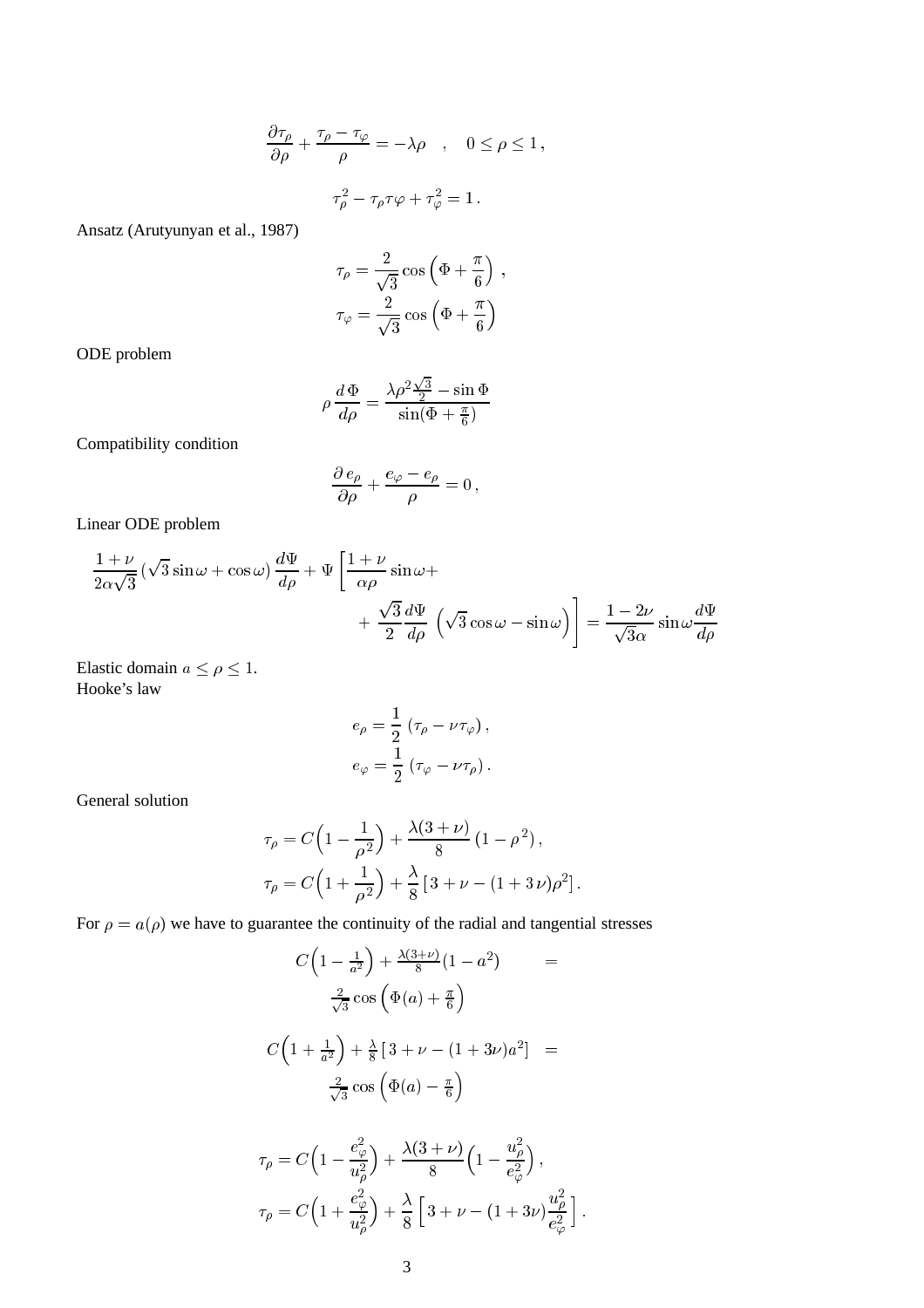$$\frac{\partial \tau_\rho}{\partial \rho} + \frac{\tau_\rho - \tau_\varphi}{\rho} = -\lambda \rho \quad , \quad 0 \leq \rho \leq 1 \,,$$

$$\tau_\rho^2 - \tau_\rho \tau \varphi + \tau_\varphi^2 = 1 \,.$$

Ansatz (Arutyunyan et al., 1987)

$$\tau_\rho = \frac{2}{\sqrt{3}} \cos\left(\Phi + \frac{\pi}{6}\right) \,,$$
$$\tau_\varphi = \frac{2}{\sqrt{3}} \cos\left(\Phi + \frac{\pi}{6}\right)$$

ODE problem

$$\rho \, \frac{d\,\Phi}{d\rho} = \frac{\lambda \rho^2 \frac{\sqrt{3}}{2} - \sin\Phi}{\sin(\Phi + \frac{\pi}{6})}$$

Compatibility condition

$$\frac{\partial \, e_\rho}{\partial \rho} + \frac{e_\varphi - e_\rho}{\rho} = 0 \,,$$

Linear ODE problem

$$\frac{1+\nu}{2\alpha\sqrt{3}} \left(\sqrt{3}\sin\omega + \cos\omega\right) \frac{d\Psi}{d\rho} + \Psi \left[ \frac{1+\nu}{\alpha\rho} \sin\omega + \right.$$
$$\left. + \; \frac{\sqrt{3}}{2} \frac{d\Psi}{d\rho} \, \left(\sqrt{3}\cos\omega - \sin\omega\right) \right] = \frac{1-2\nu}{\sqrt{3}\alpha} \sin\omega \frac{d\Psi}{d\rho}$$

Elastic domain $a \leq \rho \leq 1$.  
Hooke's law

$$e_\rho = \frac{1}{2} \left(\tau_\rho - \nu \tau_\varphi\right),$$
$$e_\varphi = \frac{1}{2} \left(\tau_\varphi - \nu \tau_\rho\right).$$

General solution

$$\tau_\rho = C\left(1 - \frac{1}{\rho^2}\right) + \frac{\lambda(3+\nu)}{8} \left(1 - \rho^2\right),$$
$$\tau_\rho = C\left(1 + \frac{1}{\rho^2}\right) + \frac{\lambda}{8} \left[\, 3 + \nu - (1 + 3\,\nu)\rho^2\right].$$

For $\rho = a(\rho)$ we have to guarantee the continuity of the radial and tangential stresses

$$C\left(1 - \tfrac{1}{a^2}\right) + \tfrac{\lambda(3+\nu)}{8}(1 - a^2) \qquad = \qquad \tfrac{2}{\sqrt{3}} \cos\left(\Phi(a) + \tfrac{\pi}{6}\right)$$

$$C\left(1 + \tfrac{1}{a^2}\right) + \tfrac{\lambda}{8}\left[\, 3 + \nu - (1 + 3\nu)a^2\right] \;\; = \;\; \tfrac{2}{\sqrt{3}} \cos\left(\Phi(a) - \tfrac{\pi}{6}\right)$$

$$\tau_\rho = C\left(1 - \frac{e_\varphi^2}{u_\rho^2}\right) + \frac{\lambda(3+\nu)}{8}\left(1 - \frac{u_\rho^2}{e_\varphi^2}\right),$$
$$\tau_\rho = C\left(1 + \frac{e_\varphi^2}{u_\rho^2}\right) + \frac{\lambda}{8}\left[\, 3 + \nu - (1 + 3\nu)\frac{u_\rho^2}{e_\varphi^2}\,\right].$$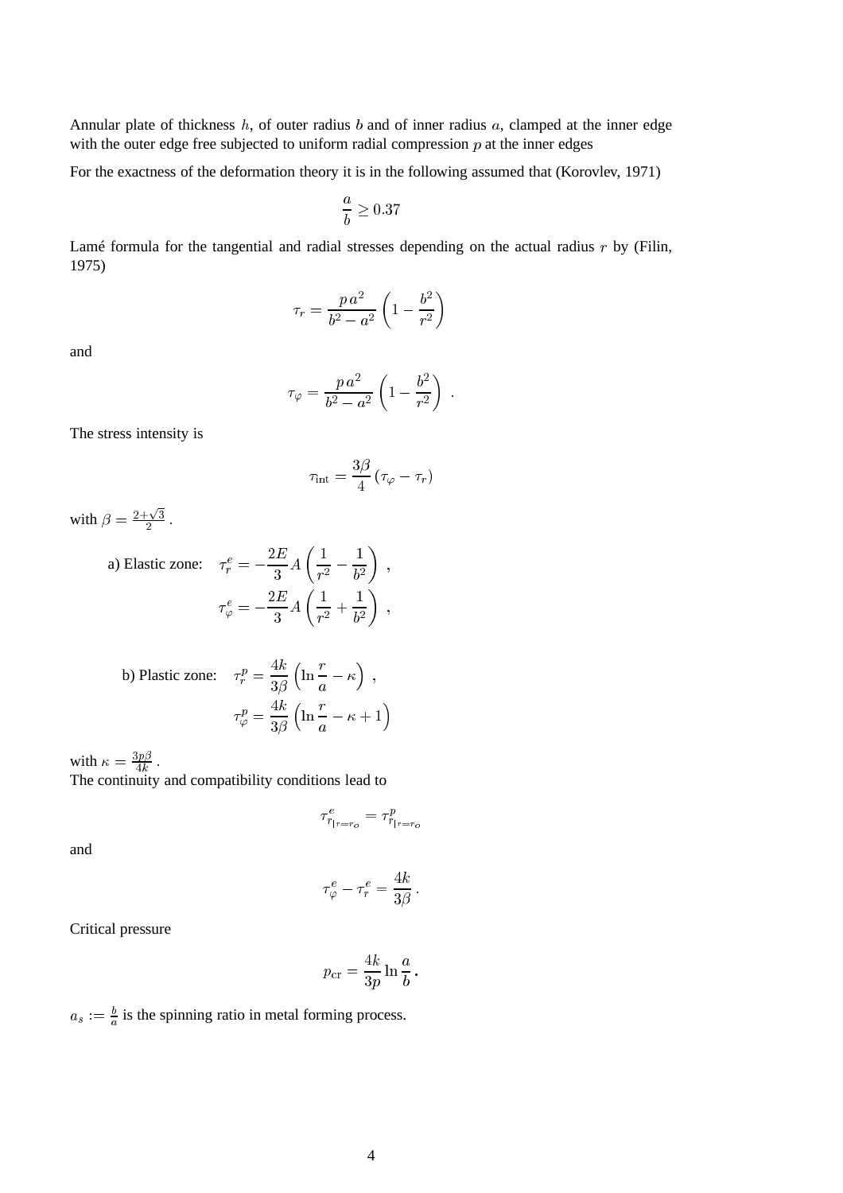Annular plate of thickness $h$, of outer radius $b$ and of inner radius $a$, clamped at the inner edge with the outer edge free subjected to uniform radial compression $p$ at the inner edges

For the exactness of the deformation theory it is in the following assumed that (Korovlev, 1971)

$$\frac{a}{b} \geq 0.37$$

Lamé formula for the tangential and radial stresses depending on the actual radius $r$ by (Filin, 1975)

$$\tau_r = \frac{p\,a^2}{b^2 - a^2}\left(1 - \frac{b^2}{r^2}\right)$$

and

$$\tau_\varphi = \frac{p\,a^2}{b^2 - a^2}\left(1 - \frac{b^2}{r^2}\right) \ .$$

The stress intensity is

$$\tau_{\rm int} = \frac{3\beta}{4}\left(\tau_\varphi - \tau_r\right)$$

with $\beta = \frac{2+\sqrt{3}}{2}$.

$$\text{a) Elastic zone:} \quad \tau_r^e = -\frac{2E}{3} A\left(\frac{1}{r^2} - \frac{1}{b^2}\right) \ ,$$

$$\tau_\varphi^e = -\frac{2E}{3} A\left(\frac{1}{r^2} + \frac{1}{b^2}\right) \ ,$$

$$\text{b) Plastic zone:} \quad \tau_r^p = \frac{4k}{3\beta}\left(\ln\frac{r}{a} - \kappa\right) \ ,$$

$$\tau_\varphi^p = \frac{4k}{3\beta}\left(\ln\frac{r}{a} - \kappa + 1\right)$$

with $\kappa = \frac{3p\beta}{4k}$.
The continuity and compatibility conditions lead to

$$\tau^e_{r_{|r=r_O}} = \tau^p_{r_{|r=r_O}}$$

and

$$\tau_\varphi^e - \tau_r^e = \frac{4k}{3\beta}\,.$$

Critical pressure

$$p_{\rm cr} = \frac{4k}{3p}\ln\frac{a}{b}\,.$$

$a_s := \frac{b}{a}$ is the spinning ratio in metal forming process.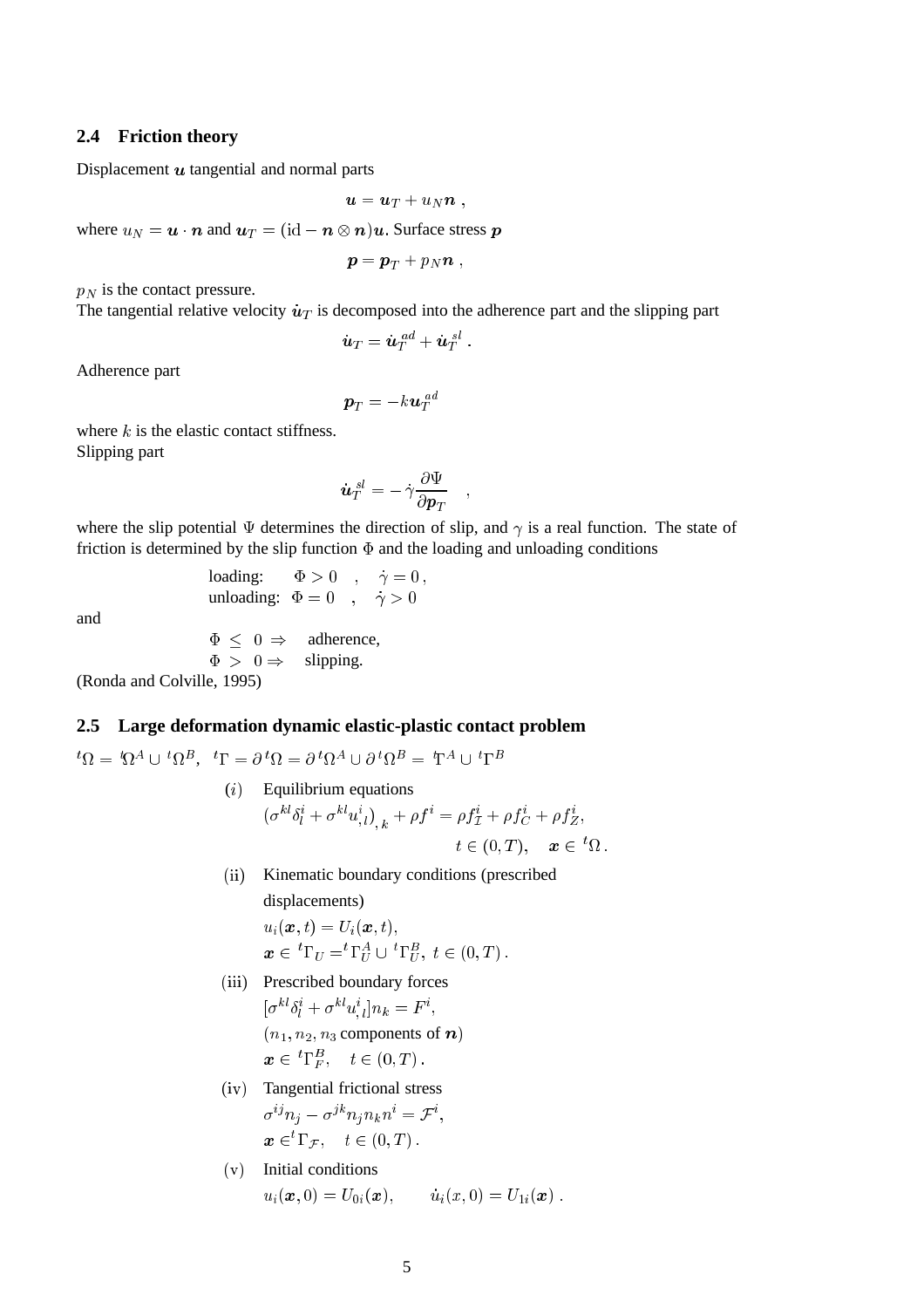### 2.4 Friction theory

Displacement $\boldsymbol{u}$ tangential and normal parts

$$\boldsymbol{u} = \boldsymbol{u}_T + u_N \boldsymbol{n} \; ,$$

where $u_N = \boldsymbol{u} \cdot \boldsymbol{n}$ and $\boldsymbol{u}_T = (\mathrm{id} - \boldsymbol{n} \otimes \boldsymbol{n})\boldsymbol{u}$. Surface stress $\boldsymbol{p}$

$$\boldsymbol{p} = \boldsymbol{p}_T + p_N \boldsymbol{n} \; ,$$

$p_N$ is the contact pressure.
The tangential relative velocity $\dot{\boldsymbol{u}}_T$ is decomposed into the adherence part and the slipping part

$$\dot{\boldsymbol{u}}_T = \dot{\boldsymbol{u}}_T^{ad} + \dot{\boldsymbol{u}}_T^{sl} \; .$$

Adherence part

$$\boldsymbol{p}_T = -k \boldsymbol{u}_T^{ad}$$

where $k$ is the elastic contact stiffness.
Slipping part

$$\dot{\boldsymbol{u}}_T^{sl} = -\dot{\gamma} \frac{\partial \Psi}{\partial \boldsymbol{p}_T} \quad ,$$

where the slip potential $\Psi$ determines the direction of slip, and $\gamma$ is a real function. The state of friction is determined by the slip function $\Phi$ and the loading and unloading conditions

$$\begin{aligned} &\text{loading:} \quad \Phi > 0 \quad , \quad \dot{\gamma} = 0 \, , \\ &\text{unloading:} \;\; \Phi = 0 \quad , \quad \dot{\gamma} > 0 \end{aligned}$$

and

$$\begin{aligned} \Phi \; &\leq \; 0 \Rightarrow \quad \text{adherence,} \\ \Phi \; &> \; 0 \Rightarrow \quad \text{slipping.} \end{aligned}$$

(Ronda and Colville, 1995)

### 2.5 Large deformation dynamic elastic-plastic contact problem

$^t\Omega = {}^t\Omega^A \cup {}^t\Omega^B, \;\; {}^t\Gamma = \partial\, {}^t\Omega = \partial\, {}^t\Omega^A \cup \partial\, {}^t\Omega^B = {}^t\Gamma^A \cup {}^t\Gamma^B$

$(i)$ Equilibrium equations

$$\left(\sigma^{kl}\delta^i_l + \sigma^{kl}u^i_{,l}\right)_{,k} + \rho f^i = \rho f^i_{\mathcal{I}} + \rho f^i_C + \rho f^i_Z, \qquad t \in (0,T), \quad \boldsymbol{x} \in {}^t\Omega \, .$$

(ii) Kinematic boundary conditions (prescribed displacements)

$$u_i(\boldsymbol{x}, t) = U_i(\boldsymbol{x}, t), \qquad \boldsymbol{x} \in {}^t\Gamma_U = {}^t\Gamma^A_U \cup {}^t\Gamma^B_U, \; t \in (0,T) \, .$$

(iii) Prescribed boundary forces

$$[\sigma^{kl}\delta^i_l + \sigma^{kl}u^i_{,l}]n_k = F^i,$$

$(n_1, n_2, n_3$ components of $\boldsymbol{n})$

$$\boldsymbol{x} \in {}^t\Gamma^B_F, \quad t \in (0,T) \, .$$

(iv) Tangential frictional stress

$$\sigma^{ij}n_j - \sigma^{jk}n_j n_k n^i = \mathcal{F}^i, \qquad \boldsymbol{x} \in {}^t\Gamma_{\mathcal{F}}, \quad t \in (0,T) \, .$$

(v) Initial conditions

$$u_i(\boldsymbol{x}, 0) = U_{0i}(\boldsymbol{x}), \qquad \dot{u}_i(x, 0) = U_{1i}(\boldsymbol{x}) \; .$$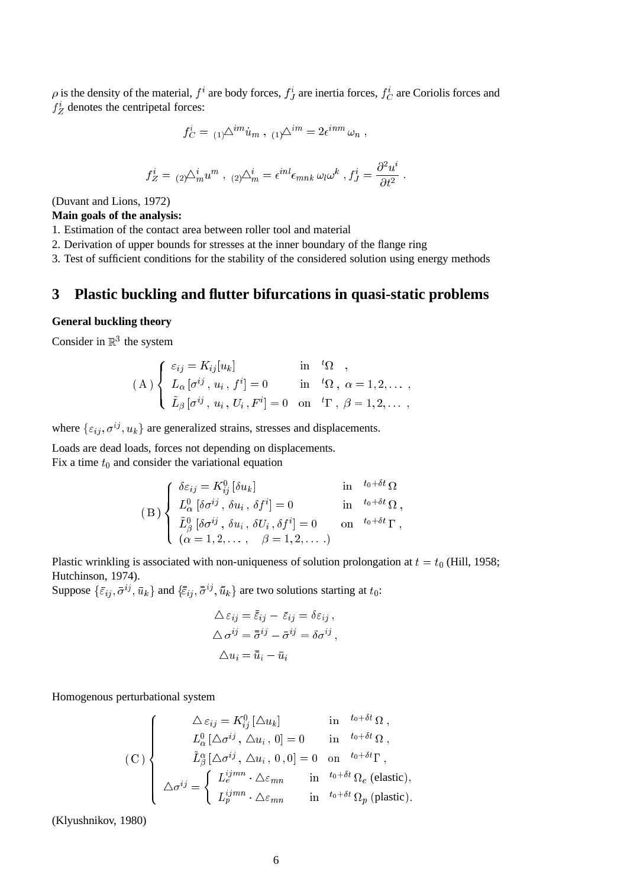$\rho$ is the density of the material, $f^i$ are body forces, $f^i_J$ are inertia forces, $f^i_C$ are Coriolis forces and $f^i_Z$ denotes the centripetal forces:

$$f^i_C = {}_{(1)}\triangle^{im}\dot{u}_m \;,\; {}_{(1)}\triangle^{im} = 2\epsilon^{inm}\,\omega_n \;,$$

$$f^i_Z = {}_{(2)}\triangle^i_m u^m \;,\; {}_{(2)}\triangle^i_m = \epsilon^{inl}\epsilon_{mnk}\,\omega_l\omega^k \;, f^i_J = \frac{\partial^2 u^i}{\partial t^2} \;.$$

(Duvant and Lions, 1972)

**Main goals of the analysis:**

1. Estimation of the contact area between roller tool and material
2. Derivation of upper bounds for stresses at the inner boundary of the flange ring
3. Test of sufficient conditions for the stability of the considered solution using energy methods

# 3 Plastic buckling and flutter bifurcations in quasi-static problems

**General buckling theory**

Consider in $\mathbb{R}^3$ the system

$$(\mathrm{A})\left\{\begin{array}{lll} \varepsilon_{ij} = K_{ij}[u_k] & \text{in} & {}^t\Omega \;\;, \\ L_\alpha\,[\sigma^{ij}\,,\,u_i\,,\,f^i] = 0 & \text{in} & {}^t\Omega\,,\;\alpha = 1,2,\dots\;, \\ \tilde{L}_\beta\,[\sigma^{ij}\,,\,u_i\,,U_i\,,F^i] = 0 & \text{on} & {}^t\Gamma\;,\;\beta = 1,2,\dots\;, \end{array}\right.$$

where $\{\varepsilon_{ij}, \sigma^{ij}, u_k\}$ are generalized strains, stresses and displacements.

Loads are dead loads, forces not depending on displacements.
Fix a time $t_0$ and consider the variational equation

$$(\mathrm{B})\left\{\begin{array}{lll} \delta\varepsilon_{ij} = K^0_{ij}\,[\delta u_k] & \text{in} & {}^{t_0+\delta t}\,\Omega \\ L^0_\alpha\,[\delta\sigma^{ij}\,,\,\delta u_i\,,\,\delta f^i] = 0 & \text{in} & {}^{t_0+\delta t}\,\Omega\,, \\ \tilde{L}^0_\beta\,[\delta\sigma^{ij}\,,\,\delta u_i\,,\,\delta U_i\,,\delta f^i] = 0 & \text{on} & {}^{t_0+\delta t}\,\Gamma\;, \\ (\alpha = 1,2,\dots\;,\quad \beta = 1,2,\dots\;.) & & \end{array}\right.$$

Plastic wrinkling is associated with non-uniqueness of solution prolongation at $t = t_0$ (Hill, 1958; Hutchinson, 1974).
Suppose $\{\bar{\varepsilon}_{ij}, \bar{\sigma}^{ij}, \bar{u}_k\}$ and $\{\bar{\bar{\varepsilon}}_{ij}, \bar{\bar{\sigma}}^{ij}, \bar{\bar{u}}_k\}$ are two solutions starting at $t_0$:

$$\begin{aligned} \triangle\,\varepsilon_{ij} &= \bar{\bar{\varepsilon}}_{ij} - \bar{\varepsilon}_{ij} = \delta\varepsilon_{ij}\,, \\ \triangle\,\sigma^{ij} &= \bar{\bar{\sigma}}^{ij} - \bar{\sigma}^{ij} = \delta\sigma^{ij}\,, \\ \triangle u_i &= \bar{\bar{u}}_i - \bar{u}_i \end{aligned}$$

Homogenous perturbational system

$$(\mathrm{C})\left\{\begin{array}{c} \begin{array}{lll} \triangle\,\varepsilon_{ij} = K^0_{ij}\,[\triangle u_k] & \text{in} & {}^{t_0+\delta t}\,\Omega\,, \\ L^0_\alpha\,[\triangle\sigma^{ij}\,,\,\triangle u_i\,,\,0] = 0 & \text{in} & {}^{t_0+\delta t}\,\Omega\,, \\ \tilde{L}^\alpha_\beta\,[\triangle\sigma^{ij}\,,\,\triangle u_i\,,\,0\,,0] = 0 & \text{on} & {}^{t_0+\delta t}\Gamma\,, \end{array} \\ \triangle\sigma^{ij} = \left\{\begin{array}{lll} L^{ijmn}_e\cdot\triangle\varepsilon_{mn} & \text{in} & {}^{t_0+\delta t}\,\Omega_e\;(\text{elastic}), \\ L^{ijmn}_p\cdot\triangle\varepsilon_{mn} & \text{in} & {}^{t_0+\delta t}\,\Omega_p\;(\text{plastic}). \end{array}\right. \end{array}\right.$$

(Klyushnikov, 1980)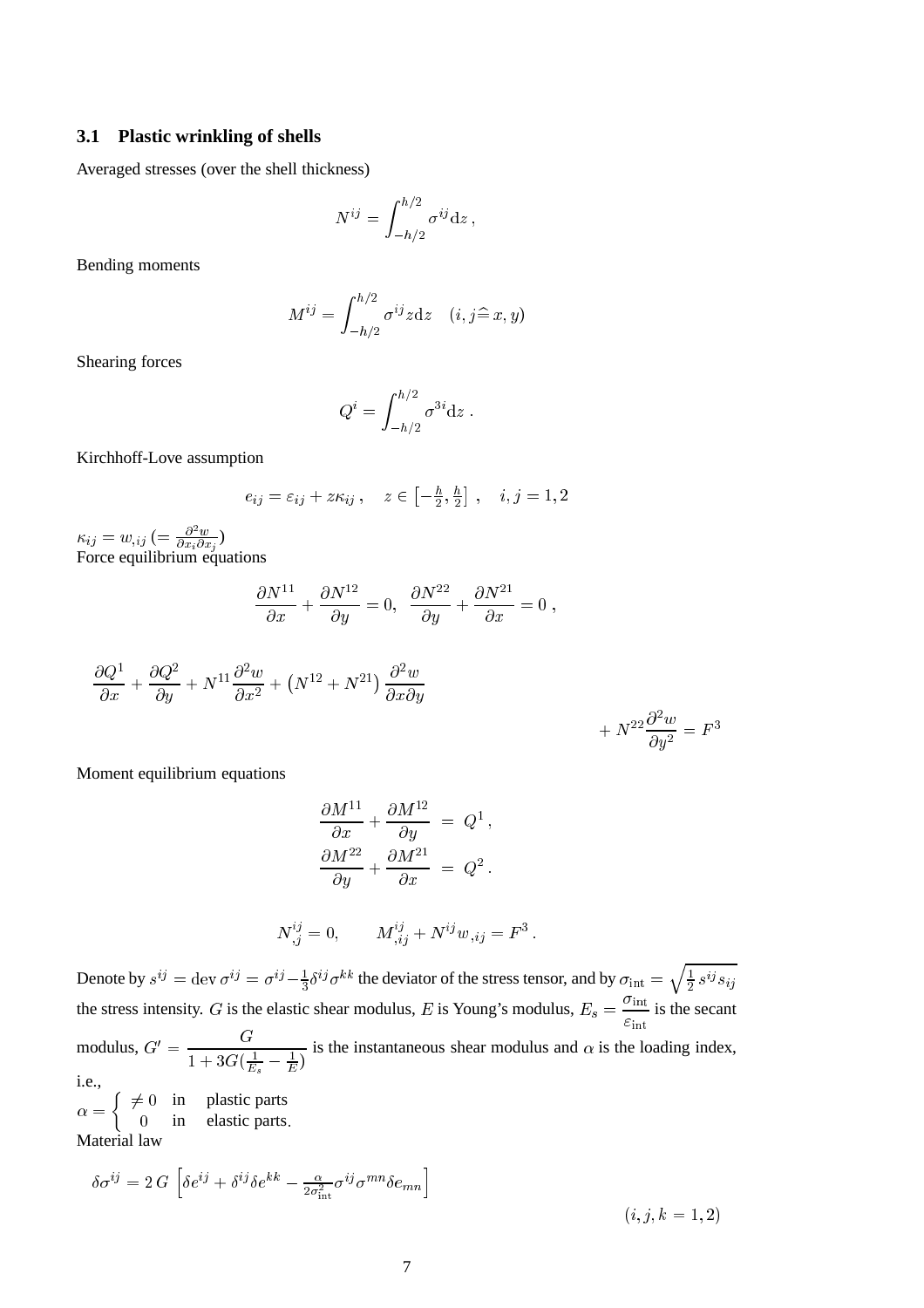### 3.1 Plastic wrinkling of shells

Averaged stresses (over the shell thickness)

$$N^{ij} = \int_{-h/2}^{h/2} \sigma^{ij} \mathrm{d}z \,,$$

Bending moments

$$M^{ij} = \int_{-h/2}^{h/2} \sigma^{ij} z \mathrm{d}z \quad (i, j \widehat{=} x, y)$$

Shearing forces

$$Q^{i} = \int_{-h/2}^{h/2} \sigma^{3i} \mathrm{d}z \,.$$

Kirchhoff-Love assumption

$$e_{ij} = \varepsilon_{ij} + z\kappa_{ij} \,, \quad z \in \left[-\tfrac{h}{2}, \tfrac{h}{2}\right] \,, \quad i, j = 1, 2$$

$\kappa_{ij} = w_{,ij} \, (= \frac{\partial^2 w}{\partial x_i \partial x_j})$
Force equilibrium equations

$$\frac{\partial N^{11}}{\partial x} + \frac{\partial N^{12}}{\partial y} = 0, \;\; \frac{\partial N^{22}}{\partial y} + \frac{\partial N^{21}}{\partial x} = 0 \,,$$

$$\frac{\partial Q^{1}}{\partial x} + \frac{\partial Q^{2}}{\partial y} + N^{11} \frac{\partial^2 w}{\partial x^2} + \left(N^{12} + N^{21}\right) \frac{\partial^2 w}{\partial x \partial y} + N^{22} \frac{\partial^2 w}{\partial y^2} = F^3$$

Moment equilibrium equations

$$\begin{aligned} \frac{\partial M^{11}}{\partial x} + \frac{\partial M^{12}}{\partial y} &= Q^1 \,, \\ \frac{\partial M^{22}}{\partial y} + \frac{\partial M^{21}}{\partial x} &= Q^2 \,. \end{aligned}$$

$$N^{ij}_{,j} = 0, \qquad M^{ij}_{,ij} + N^{ij} w_{,ij} = F^3 \,.$$

Denote by $s^{ij} = \operatorname{dev} \sigma^{ij} = \sigma^{ij} - \frac{1}{3} \delta^{ij} \sigma^{kk}$ the deviator of the stress tensor, and by $\sigma_{\text{int}} = \sqrt{\frac{1}{2} \, s^{ij} s_{ij}}$ the stress intensity. $G$ is the elastic shear modulus, $E$ is Young's modulus, $E_s = \dfrac{\sigma_{\text{int}}}{\varepsilon_{\text{int}}}$ is the secant modulus, $G' = \dfrac{G}{1 + 3G(\frac{1}{E_s} - \frac{1}{E})}$ is the instantaneous shear modulus and $\alpha$ is the loading index, i.e.,
$\alpha = \begin{cases} \neq 0 & \text{in} \quad \text{plastic parts} \\ 0 & \text{in} \quad \text{elastic parts}. \end{cases}$
Material law

$$\delta \sigma^{ij} = 2 \, G \, \left[ \delta e^{ij} + \delta^{ij} \delta e^{kk} - \tfrac{\alpha}{2 \sigma^2_{\text{int}}} \sigma^{ij} \sigma^{mn} \delta e_{mn} \right] \qquad (i, j, k = 1, 2)$$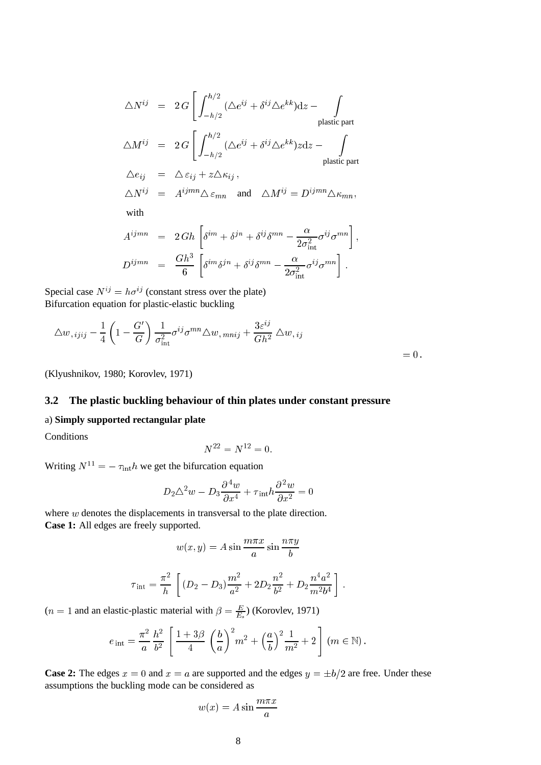$$
\begin{aligned}
\triangle N^{ij} &= 2\,G\left[\int_{-h/2}^{h/2}(\triangle e^{ij}+\delta^{ij}\triangle e^{kk})\mathrm{d}z-\int\limits_{\text{plastic part}}\right.\\
\triangle M^{ij} &= 2\,G\left[\int_{-h/2}^{h/2}(\triangle e^{ij}+\delta^{ij}\triangle e^{kk})z\mathrm{d}z-\int\limits_{\text{plastic part}}\right.\\
\triangle e_{ij} &= \triangle\,\varepsilon_{ij}+z\triangle\kappa_{ij}\,,\\
\triangle N^{ij} &= A^{ijmn}\triangle\,\varepsilon_{mn}\quad\text{and}\quad\triangle M^{ij}=D^{ijmn}\triangle\kappa_{mn},\\
&\text{with}\\
A^{ijmn} &= 2\,Gh\left[\delta^{im}+\delta^{jn}+\delta^{ij}\delta^{mn}-\frac{\alpha}{2\sigma_{\text{int}}^{2}}\sigma^{ij}\sigma^{mn}\right],\\
D^{ijmn} &= \frac{Gh^{3}}{6}\left[\delta^{im}\delta^{jn}+\delta^{ij}\delta^{mn}-\frac{\alpha}{2\sigma_{\text{int}}^{2}}\sigma^{ij}\sigma^{mn}\right].
\end{aligned}
$$

Special case $N^{ij}=h\sigma^{ij}$ (constant stress over the plate)
Bifurcation equation for plastic-elastic buckling

$$
\triangle w_{,ijij}-\frac{1}{4}\left(1-\frac{G'}{G}\right)\frac{1}{\sigma_{\text{int}}^{2}}\sigma^{ij}\sigma^{mn}\triangle w_{,mnij}+\frac{3\varepsilon^{ij}}{Gh^{2}}\,\triangle w_{,ij} = 0\,.
$$

(Klyushnikov, 1980; Korovlev, 1971)

### 3.2 The plastic buckling behaviour of thin plates under constant pressure

a) **Simply supported rectangular plate**

Conditions

$$
N^{22}=N^{12}=0.
$$

Writing $N^{11}=-\,\tau_{\text{int}}h$ we get the bifurcation equation

$$
D_2\triangle^2 w - D_3\frac{\partial^4 w}{\partial x^4}+\tau_{\text{int}}h\frac{\partial^2 w}{\partial x^2}=0
$$

where $w$ denotes the displacements in transversal to the plate direction.
**Case 1:** All edges are freely supported.

$$
w(x,y)=A\sin\frac{m\pi x}{a}\sin\frac{n\pi y}{b}
$$

$$
\tau_{\text{int}}=\frac{\pi^2}{h}\left[\,(D_2-D_3)\frac{m^2}{a^2}+2D_2\frac{n^2}{b^2}+D_2\frac{n^4a^2}{m^2b^4}\,\right].
$$

($n=1$ and an elastic-plastic material with $\beta=\frac{E}{E_s}$) (Korovlev, 1971)

$$
e_{\text{int}}=\frac{\pi^2}{a}\frac{h^2}{b^2}\left[\,\frac{1+3\beta}{4}\left(\frac{b}{a}\right)^2 m^2+\left(\frac{a}{b}\right)^2\frac{1}{m^2}+2\,\right]\,(m\in\mathbb{N})\,.
$$

**Case 2:** The edges $x=0$ and $x=a$ are supported and the edges $y=\pm b/2$ are free. Under these assumptions the buckling mode can be considered as

$$
w(x)=A\sin\frac{m\pi x}{a}
$$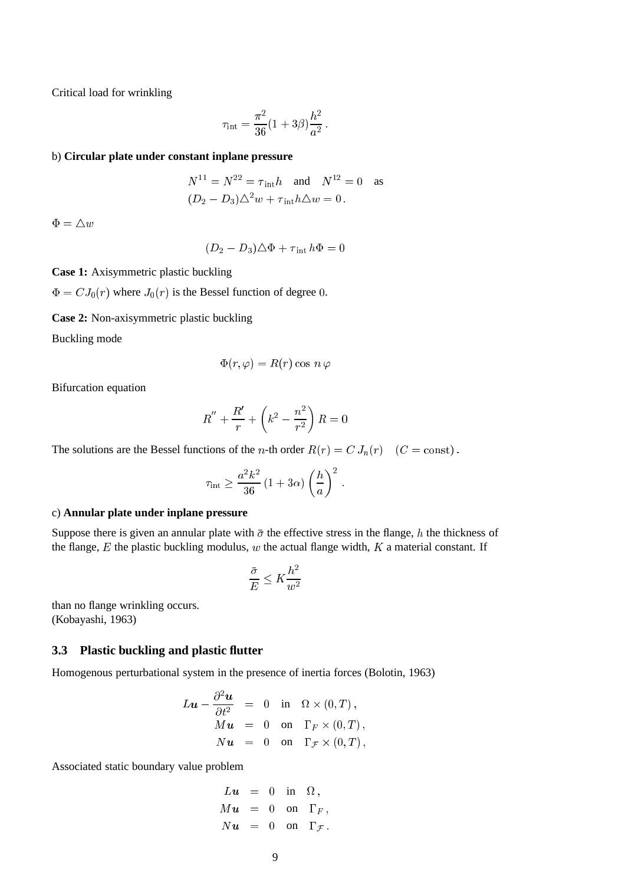Critical load for wrinkling

$$\tau_{\text{int}} = \frac{\pi^2}{36}(1+3\beta)\frac{h^2}{a^2}\,.$$

b) **Circular plate under constant inplane pressure**

$$\begin{array}{l} N^{11} = N^{22} = \tau_{\text{int}} h \quad \text{and} \quad N^{12} = 0 \quad \text{as} \\ (D_2 - D_3)\triangle^2 w + \tau_{\text{int}} h \triangle w = 0\,. \end{array}$$

$\Phi = \triangle w$

$$(D_2 - D_3)\triangle \Phi + \tau_{\text{int}}\, h \Phi = 0$$

**Case 1:** Axisymmetric plastic buckling

$\Phi = C J_0(r)$ where $J_0(r)$ is the Bessel function of degree $0$.

**Case 2:** Non-axisymmetric plastic buckling

Buckling mode

$$\Phi(r,\varphi) = R(r)\cos\, n\,\varphi$$

Bifurcation equation

$$R'' + \frac{R'}{r} + \left(k^2 - \frac{n^2}{r^2}\right) R = 0$$

The solutions are the Bessel functions of the $n$-th order $R(r) = C\, J_n(r) \quad (C = \text{const})$.

$$\tau_{\text{int}} \geq \frac{a^2 k^2}{36}\,(1+3\alpha)\left(\frac{h}{a}\right)^2\,.$$

c) **Annular plate under inplane pressure**

Suppose there is given an annular plate with $\bar{\sigma}$ the effective stress in the flange, $h$ the thickness of the flange, $E$ the plastic buckling modulus, $w$ the actual flange width, $K$ a material constant. If

$$\frac{\bar{\sigma}}{E} \leq K\frac{h^2}{w^2}$$

than no flange wrinkling occurs.
(Kobayashi, 1963)

### 3.3 Plastic buckling and plastic flutter

Homogenous perturbational system in the presence of inertia forces (Bolotin, 1963)

$$\begin{array}{rcl} \boldsymbol{L}\boldsymbol{u} - \dfrac{\partial^2 \boldsymbol{u}}{\partial t^2} & = & 0 \quad \text{in} \quad \Omega \times (0,T)\,, \\ M\boldsymbol{u} & = & 0 \quad \text{on} \quad \Gamma_F \times (0,T)\,, \\ N\boldsymbol{u} & = & 0 \quad \text{on} \quad \Gamma_{\mathcal{F}} \times (0,T)\,, \end{array}$$

Associated static boundary value problem

$$\begin{array}{rcl} \boldsymbol{L}\boldsymbol{u} & = & 0 \quad \text{in} \quad \Omega\,, \\ M\boldsymbol{u} & = & 0 \quad \text{on} \quad \Gamma_F\,, \\ N\boldsymbol{u} & = & 0 \quad \text{on} \quad \Gamma_{\mathcal{F}}\,. \end{array}$$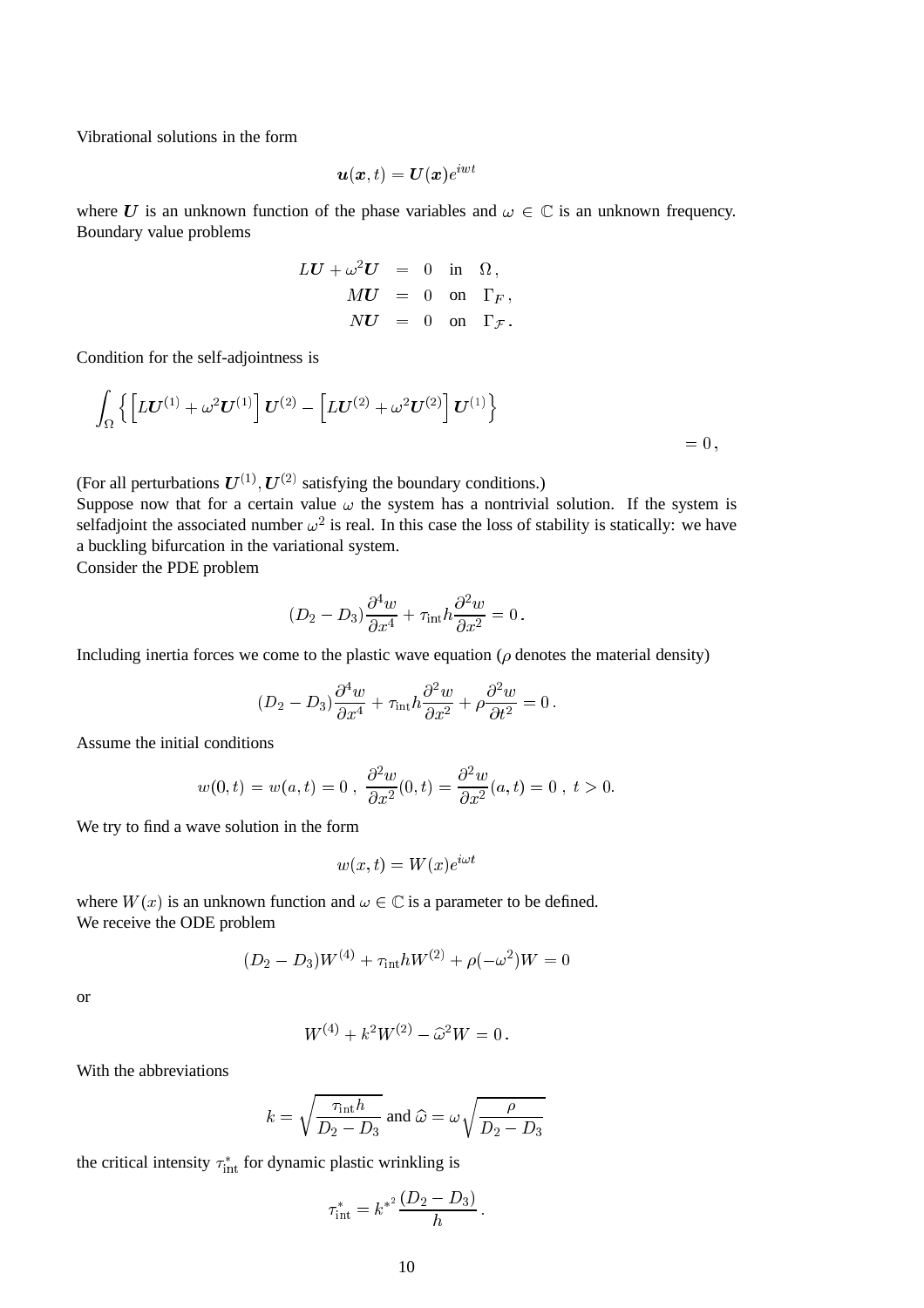Vibrational solutions in the form

$$\boldsymbol{u}(\boldsymbol{x},t) = \boldsymbol{U}(\boldsymbol{x})e^{iwt}$$

where $\boldsymbol{U}$ is an unknown function of the phase variables and $\omega \in \mathbb{C}$ is an unknown frequency. Boundary value problems

$$\begin{aligned} L\boldsymbol{U} + \omega^2\boldsymbol{U} &= 0 \quad \text{in} \quad \Omega\,, \\ M\boldsymbol{U} &= 0 \quad \text{on} \quad \Gamma_F\,, \\ N\boldsymbol{U} &= 0 \quad \text{on} \quad \Gamma_{\mathcal{F}}\,. \end{aligned}$$

Condition for the self-adjointness is

$$\int_\Omega \Big\{ \Big[L\boldsymbol{U}^{(1)} + \omega^2\boldsymbol{U}^{(1)}\Big]\boldsymbol{U}^{(2)} - \Big[L\boldsymbol{U}^{(2)} + \omega^2\boldsymbol{U}^{(2)}\Big]\boldsymbol{U}^{(1)}\Big\} = 0\,,$$

(For all perturbations $\boldsymbol{U}^{(1)}, \boldsymbol{U}^{(2)}$ satisfying the boundary conditions.)
Suppose now that for a certain value $\omega$ the system has a nontrivial solution. If the system is selfadjoint the associated number $\omega^2$ is real. In this case the loss of stability is statically: we have a buckling bifurcation in the variational system.
Consider the PDE problem

$$(D_2 - D_3)\frac{\partial^4 w}{\partial x^4} + \tau_{\text{int}} h \frac{\partial^2 w}{\partial x^2} = 0\,.$$

Including inertia forces we come to the plastic wave equation ($\rho$ denotes the material density)

$$(D_2 - D_3)\frac{\partial^4 w}{\partial x^4} + \tau_{\text{int}} h \frac{\partial^2 w}{\partial x^2} + \rho\frac{\partial^2 w}{\partial t^2} = 0\,.$$

Assume the initial conditions

$$w(0,t) = w(a,t) = 0\,,\; \frac{\partial^2 w}{\partial x^2}(0,t) = \frac{\partial^2 w}{\partial x^2}(a,t) = 0\,,\; t>0.$$

We try to find a wave solution in the form

$$w(x,t) = W(x)e^{i\omega t}$$

where $W(x)$ is an unknown function and $\omega \in \mathbb{C}$ is a parameter to be defined.
We receive the ODE problem

$$(D_2 - D_3)W^{(4)} + \tau_{\text{int}} h W^{(2)} + \rho(-\omega^2)W = 0$$

or

$$W^{(4)} + k^2 W^{(2)} - \widehat{\omega}^2 W = 0\,.$$

With the abbreviations

$$k = \sqrt{\frac{\tau_{\text{int}} h}{D_2 - D_3}} \text{ and } \widehat{\omega} = \omega\sqrt{\frac{\rho}{D_2 - D_3}}$$

the critical intensity $\tau_{\text{int}}^*$ for dynamic plastic wrinkling is

$$\tau_{\text{int}}^* = k^{*^2}\frac{(D_2 - D_3)}{h}\,.$$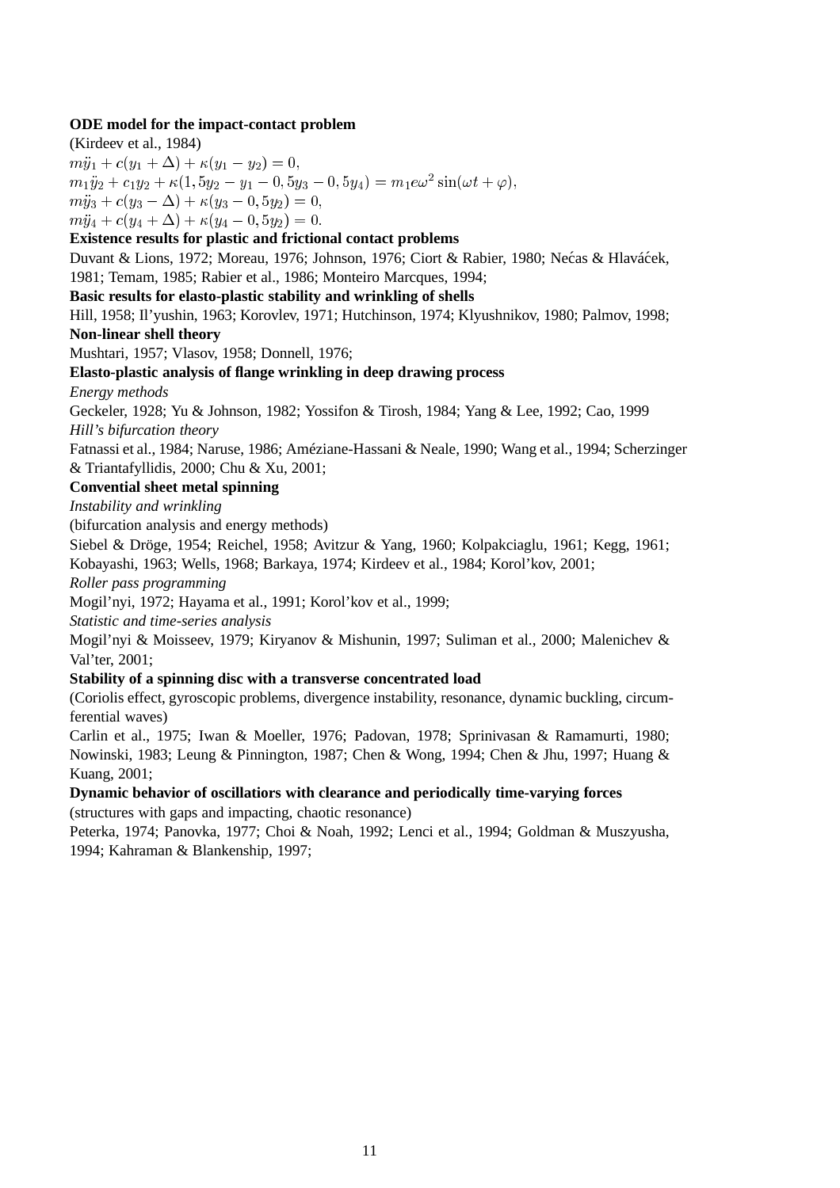**ODE model for the impact-contact problem**

(Kirdeev et al., 1984)

$$m\ddot{y}_1 + c(y_1 + \Delta) + \kappa(y_1 - y_2) = 0,$$
$$m_1\ddot{y}_2 + c_1 y_2 + \kappa(1,5y_2 - y_1 - 0,5y_3 - 0,5y_4) = m_1 e\omega^2 \sin(\omega t + \varphi),$$
$$m\ddot{y}_3 + c(y_3 - \Delta) + \kappa(y_3 - 0,5y_2) = 0,$$
$$m\ddot{y}_4 + c(y_4 + \Delta) + \kappa(y_4 - 0,5y_2) = 0.$$

**Existence results for plastic and frictional contact problems**

Duvant & Lions, 1972; Moreau, 1976; Johnson, 1976; Ciort & Rabier, 1980; Nećas & Hlaváćek, 1981; Temam, 1985; Rabier et al., 1986; Monteiro Marcques, 1994;

**Basic results for elasto-plastic stability and wrinkling of shells**

Hill, 1958; Il'yushin, 1963; Korovlev, 1971; Hutchinson, 1974; Klyushnikov, 1980; Palmov, 1998;

**Non-linear shell theory**

Mushtari, 1957; Vlasov, 1958; Donnell, 1976;

**Elasto-plastic analysis of flange wrinkling in deep drawing process**

*Energy methods*

Geckeler, 1928; Yu & Johnson, 1982; Yossifon & Tirosh, 1984; Yang & Lee, 1992; Cao, 1999

*Hill's bifurcation theory*

Fatnassi et al., 1984; Naruse, 1986; Améziane-Hassani & Neale, 1990; Wang et al., 1994; Scherzinger & Triantafyllidis, 2000; Chu & Xu, 2001;

**Convential sheet metal spinning**

*Instability and wrinkling*

(bifurcation analysis and energy methods)

Siebel & Dröge, 1954; Reichel, 1958; Avitzur & Yang, 1960; Kolpakciaglu, 1961; Kegg, 1961; Kobayashi, 1963; Wells, 1968; Barkaya, 1974; Kirdeev et al., 1984; Korol'kov, 2001;

*Roller pass programming*

Mogil'nyi, 1972; Hayama et al., 1991; Korol'kov et al., 1999;

*Statistic and time-series analysis*

Mogil'nyi & Moisseev, 1979; Kiryanov & Mishunin, 1997; Suliman et al., 2000; Malenichev & Val'ter, 2001;

**Stability of a spinning disc with a transverse concentrated load**

(Coriolis effect, gyroscopic problems, divergence instability, resonance, dynamic buckling, circumferential waves)

Carlin et al., 1975; Iwan & Moeller, 1976; Padovan, 1978; Sprinivasan & Ramamurti, 1980; Nowinski, 1983; Leung & Pinnington, 1987; Chen & Wong, 1994; Chen & Jhu, 1997; Huang & Kuang, 2001;

**Dynamic behavior of oscillatiors with clearance and periodically time-varying forces**

(structures with gaps and impacting, chaotic resonance)

Peterka, 1974; Panovka, 1977; Choi & Noah, 1992; Lenci et al., 1994; Goldman & Muszyusha, 1994; Kahraman & Blankenship, 1997;